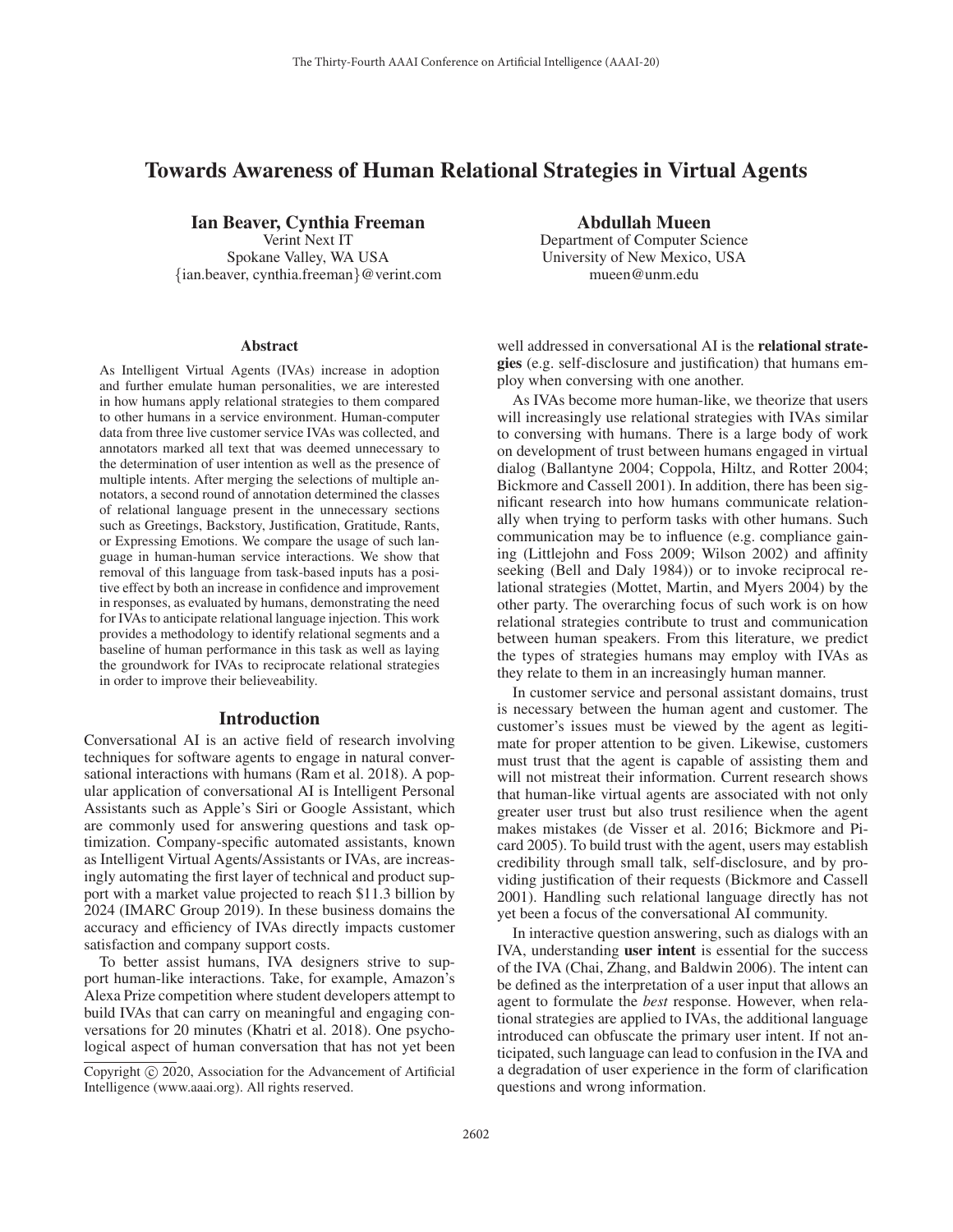# Towards Awareness of Human Relational Strategies in Virtual Agents

**Ian Beaver, Cynthia Freeman**
Verint Next IT
Spokane Valley, WA USA
{ian.beaver, cynthia.freeman}@verint.com

**Abdullah Mueen**
Department of Computer Science
University of New Mexico, USA
mueen@unm.edu

## Abstract

As Intelligent Virtual Agents (IVAs) increase in adoption and further emulate human personalities, we are interested in how humans apply relational strategies to them compared to other humans in a service environment. Human-computer data from three live customer service IVAs was collected, and annotators marked all text that was deemed unnecessary to the determination of user intention as well as the presence of multiple intents. After merging the selections of multiple annotators, a second round of annotation determined the classes of relational language present in the unnecessary sections such as Greetings, Backstory, Justification, Gratitude, Rants, or Expressing Emotions. We compare the usage of such language in human-human service interactions. We show that removal of this language from task-based inputs has a positive effect by both an increase in confidence and improvement in responses, as evaluated by humans, demonstrating the need for IVAs to anticipate relational language injection. This work provides a methodology to identify relational segments and a baseline of human performance in this task as well as laying the groundwork for IVAs to reciprocate relational strategies in order to improve their believeability.

## Introduction

Conversational AI is an active field of research involving techniques for software agents to engage in natural conversational interactions with humans (Ram et al. 2018). A popular application of conversational AI is Intelligent Personal Assistants such as Apple's Siri or Google Assistant, which are commonly used for answering questions and task optimization. Company-specific automated assistants, known as Intelligent Virtual Agents/Assistants or IVAs, are increasingly automating the first layer of technical and product support with a market value projected to reach \$11.3 billion by 2024 (IMARC Group 2019). In these business domains the accuracy and efficiency of IVAs directly impacts customer satisfaction and company support costs.

To better assist humans, IVA designers strive to support human-like interactions. Take, for example, Amazon's Alexa Prize competition where student developers attempt to build IVAs that can carry on meaningful and engaging conversations for 20 minutes (Khatri et al. 2018). One psychological aspect of human conversation that has not yet been well addressed in conversational AI is the **relational strategies** (e.g. self-disclosure and justification) that humans employ when conversing with one another.

As IVAs become more human-like, we theorize that users will increasingly use relational strategies with IVAs similar to conversing with humans. There is a large body of work on development of trust between humans engaged in virtual dialog (Ballantyne 2004; Coppola, Hiltz, and Rotter 2004; Bickmore and Cassell 2001). In addition, there has been significant research into how humans communicate relationally when trying to perform tasks with other humans. Such communication may be to influence (e.g. compliance gaining (Littlejohn and Foss 2009; Wilson 2002) and affinity seeking (Bell and Daly 1984)) or to invoke reciprocal relational strategies (Mottet, Martin, and Myers 2004) by the other party. The overarching focus of such work is on how relational strategies contribute to trust and communication between human speakers. From this literature, we predict the types of strategies humans may employ with IVAs as they relate to them in an increasingly human manner.

In customer service and personal assistant domains, trust is necessary between the human agent and customer. The customer's issues must be viewed by the agent as legitimate for proper attention to be given. Likewise, customers must trust that the agent is capable of assisting them and will not mistreat their information. Current research shows that human-like virtual agents are associated with not only greater user trust but also trust resilience when the agent makes mistakes (de Visser et al. 2016; Bickmore and Picard 2005). To build trust with the agent, users may establish credibility through small talk, self-disclosure, and by providing justification of their requests (Bickmore and Cassell 2001). Handling such relational language directly has not yet been a focus of the conversational AI community.

In interactive question answering, such as dialogs with an IVA, understanding **user intent** is essential for the success of the IVA (Chai, Zhang, and Baldwin 2006). The intent can be defined as the interpretation of a user input that allows an agent to formulate the *best* response. However, when relational strategies are applied to IVAs, the additional language introduced can obfuscate the primary user intent. If not anticipated, such language can lead to confusion in the IVA and a degradation of user experience in the form of clarification questions and wrong information.

Copyright © 2020, Association for the Advancement of Artificial Intelligence (www.aaai.org). All rights reserved.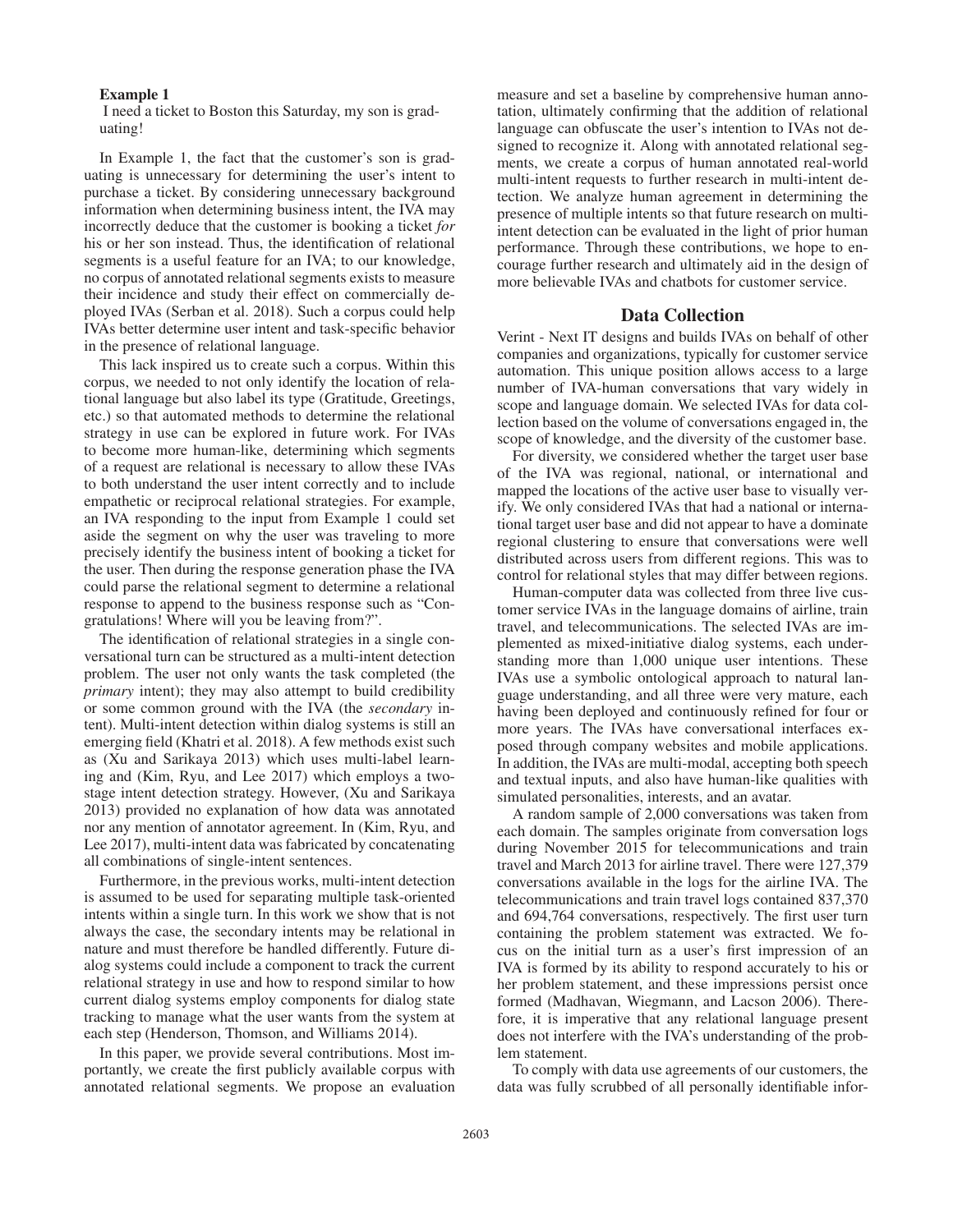**Example 1**

I need a ticket to Boston this Saturday, my son is graduating!

In Example 1, the fact that the customer's son is graduating is unnecessary for determining the user's intent to purchase a ticket. By considering unnecessary background information when determining business intent, the IVA may incorrectly deduce that the customer is booking a ticket *for* his or her son instead. Thus, the identification of relational segments is a useful feature for an IVA; to our knowledge, no corpus of annotated relational segments exists to measure their incidence and study their effect on commercially deployed IVAs (Serban et al. 2018). Such a corpus could help IVAs better determine user intent and task-specific behavior in the presence of relational language.

This lack inspired us to create such a corpus. Within this corpus, we needed to not only identify the location of relational language but also label its type (Gratitude, Greetings, etc.) so that automated methods to determine the relational strategy in use can be explored in future work. For IVAs to become more human-like, determining which segments of a request are relational is necessary to allow these IVAs to both understand the user intent correctly and to include empathetic or reciprocal relational strategies. For example, an IVA responding to the input from Example 1 could set aside the segment on why the user was traveling to more precisely identify the business intent of booking a ticket for the user. Then during the response generation phase the IVA could parse the relational segment to determine a relational response to append to the business response such as "Congratulations! Where will you be leaving from?".

The identification of relational strategies in a single conversational turn can be structured as a multi-intent detection problem. The user not only wants the task completed (the *primary* intent); they may also attempt to build credibility or some common ground with the IVA (the *secondary* intent). Multi-intent detection within dialog systems is still an emerging field (Khatri et al. 2018). A few methods exist such as (Xu and Sarikaya 2013) which uses multi-label learning and (Kim, Ryu, and Lee 2017) which employs a two-stage intent detection strategy. However, (Xu and Sarikaya 2013) provided no explanation of how data was annotated nor any mention of annotator agreement. In (Kim, Ryu, and Lee 2017), multi-intent data was fabricated by concatenating all combinations of single-intent sentences.

Furthermore, in the previous works, multi-intent detection is assumed to be used for separating multiple task-oriented intents within a single turn. In this work we show that is not always the case, the secondary intents may be relational in nature and must therefore be handled differently. Future dialog systems could include a component to track the current relational strategy in use and how to respond similar to how current dialog systems employ components for dialog state tracking to manage what the user wants from the system at each step (Henderson, Thomson, and Williams 2014).

In this paper, we provide several contributions. Most importantly, we create the first publicly available corpus with annotated relational segments. We propose an evaluation measure and set a baseline by comprehensive human annotation, ultimately confirming that the addition of relational language can obfuscate the user's intention to IVAs not designed to recognize it. Along with annotated relational segments, we create a corpus of human annotated real-world multi-intent requests to further research in multi-intent detection. We analyze human agreement in determining the presence of multiple intents so that future research on multi-intent detection can be evaluated in the light of prior human performance. Through these contributions, we hope to encourage further research and ultimately aid in the design of more believable IVAs and chatbots for customer service.

## Data Collection

Verint - Next IT designs and builds IVAs on behalf of other companies and organizations, typically for customer service automation. This unique position allows access to a large number of IVA-human conversations that vary widely in scope and language domain. We selected IVAs for data collection based on the volume of conversations engaged in, the scope of knowledge, and the diversity of the customer base.

For diversity, we considered whether the target user base of the IVA was regional, national, or international and mapped the locations of the active user base to visually verify. We only considered IVAs that had a national or international target user base and did not appear to have a dominate regional clustering to ensure that conversations were well distributed across users from different regions. This was to control for relational styles that may differ between regions.

Human-computer data was collected from three live customer service IVAs in the language domains of airline, train travel, and telecommunications. The selected IVAs are implemented as mixed-initiative dialog systems, each understanding more than 1,000 unique user intentions. These IVAs use a symbolic ontological approach to natural language understanding, and all three were very mature, each having been deployed and continuously refined for four or more years. The IVAs have conversational interfaces exposed through company websites and mobile applications. In addition, the IVAs are multi-modal, accepting both speech and textual inputs, and also have human-like qualities with simulated personalities, interests, and an avatar.

A random sample of 2,000 conversations was taken from each domain. The samples originate from conversation logs during November 2015 for telecommunications and train travel and March 2013 for airline travel. There were 127,379 conversations available in the logs for the airline IVA. The telecommunications and train travel logs contained 837,370 and 694,764 conversations, respectively. The first user turn containing the problem statement was extracted. We focus on the initial turn as a user's first impression of an IVA is formed by its ability to respond accurately to his or her problem statement, and these impressions persist once formed (Madhavan, Wiegmann, and Lacson 2006). Therefore, it is imperative that any relational language present does not interfere with the IVA's understanding of the problem statement.

To comply with data use agreements of our customers, the data was fully scrubbed of all personally identifiable infor-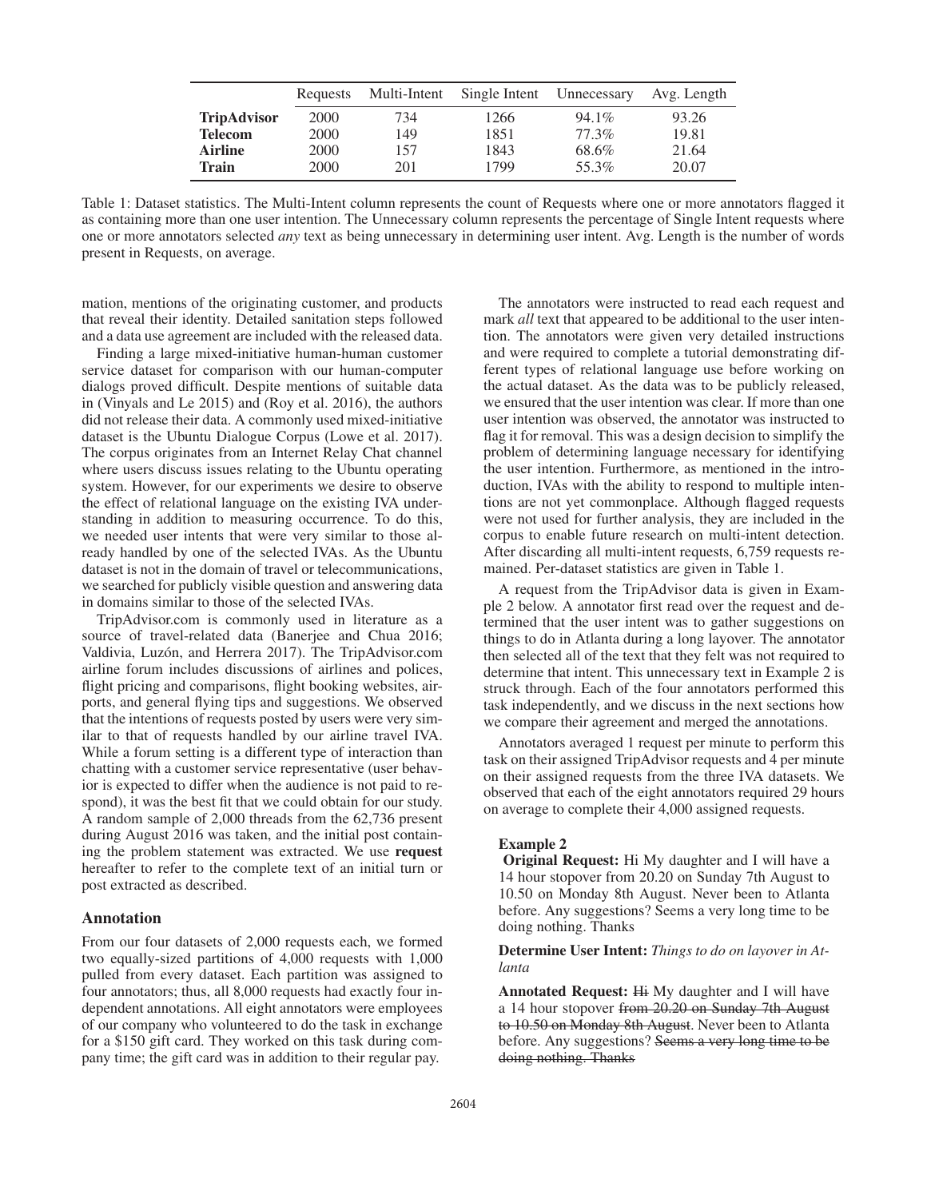| | Requests | Multi-Intent | Single Intent | Unnecessary | Avg. Length |
|---|---|---|---|---|---|
| **TripAdvisor** | 2000 | 734 | 1266 | 94.1% | 93.26 |
| **Telecom** | 2000 | 149 | 1851 | 77.3% | 19.81 |
| **Airline** | 2000 | 157 | 1843 | 68.6% | 21.64 |
| **Train** | 2000 | 201 | 1799 | 55.3% | 20.07 |

Table 1: Dataset statistics. The Multi-Intent column represents the count of Requests where one or more annotators flagged it as containing more than one user intention. The Unnecessary column represents the percentage of Single Intent requests where one or more annotators selected *any* text as being unnecessary in determining user intent. Avg. Length is the number of words present in Requests, on average.

mation, mentions of the originating customer, and products that reveal their identity. Detailed sanitation steps followed and a data use agreement are included with the released data.

Finding a large mixed-initiative human-human customer service dataset for comparison with our human-computer dialogs proved difficult. Despite mentions of suitable data in (Vinyals and Le 2015) and (Roy et al. 2016), the authors did not release their data. A commonly used mixed-initiative dataset is the Ubuntu Dialogue Corpus (Lowe et al. 2017). The corpus originates from an Internet Relay Chat channel where users discuss issues relating to the Ubuntu operating system. However, for our experiments we desire to observe the effect of relational language on the existing IVA understanding in addition to measuring occurrence. To do this, we needed user intents that were very similar to those already handled by one of the selected IVAs. As the Ubuntu dataset is not in the domain of travel or telecommunications, we searched for publicly visible question and answering data in domains similar to those of the selected IVAs.

TripAdvisor.com is commonly used in literature as a source of travel-related data (Banerjee and Chua 2016; Valdivia, Luzón, and Herrera 2017). The TripAdvisor.com airline forum includes discussions of airlines and polices, flight pricing and comparisons, flight booking websites, airports, and general flying tips and suggestions. We observed that the intentions of requests posted by users were very similar to that of requests handled by our airline travel IVA. While a forum setting is a different type of interaction than chatting with a customer service representative (user behavior is expected to differ when the audience is not paid to respond), it was the best fit that we could obtain for our study. A random sample of 2,000 threads from the 62,736 present during August 2016 was taken, and the initial post containing the problem statement was extracted. We use **request** hereafter to refer to the complete text of an initial turn or post extracted as described.

## Annotation

From our four datasets of 2,000 requests each, we formed two equally-sized partitions of 4,000 requests with 1,000 pulled from every dataset. Each partition was assigned to four annotators; thus, all 8,000 requests had exactly four independent annotations. All eight annotators were employees of our company who volunteered to do the task in exchange for a $150 gift card. They worked on this task during company time; the gift card was in addition to their regular pay.

The annotators were instructed to read each request and mark *all* text that appeared to be additional to the user intention. The annotators were given very detailed instructions and were required to complete a tutorial demonstrating different types of relational language use before working on the actual dataset. As the data was to be publicly released, we ensured that the user intention was clear. If more than one user intention was observed, the annotator was instructed to flag it for removal. This was a design decision to simplify the problem of determining language necessary for identifying the user intention. Furthermore, as mentioned in the introduction, IVAs with the ability to respond to multiple intentions are not yet commonplace. Although flagged requests were not used for further analysis, they are included in the corpus to enable future research on multi-intent detection. After discarding all multi-intent requests, 6,759 requests remained. Per-dataset statistics are given in Table 1.

A request from the TripAdvisor data is given in Example 2 below. A annotator first read over the request and determined that the user intent was to gather suggestions on things to do in Atlanta during a long layover. The annotator then selected all of the text that they felt was not required to determine that intent. This unnecessary text in Example 2 is struck through. Each of the four annotators performed this task independently, and we discuss in the next sections how we compare their agreement and merged the annotations.

Annotators averaged 1 request per minute to perform this task on their assigned TripAdvisor requests and 4 per minute on their assigned requests from the three IVA datasets. We observed that each of the eight annotators required 29 hours on average to complete their 4,000 assigned requests.

**Example 2**

**Original Request:** Hi My daughter and I will have a 14 hour stopover from 20.20 on Sunday 7th August to 10.50 on Monday 8th August. Never been to Atlanta before. Any suggestions? Seems a very long time to be doing nothing. Thanks

**Determine User Intent:** *Things to do on layover in Atlanta*

**Annotated Request:** ~~Hi~~ My daughter and I will have a 14 hour stopover ~~from 20.20 on Sunday 7th August to 10.50 on Monday 8th August~~. Never been to Atlanta before. Any suggestions? ~~Seems a very long time to be doing nothing. Thanks~~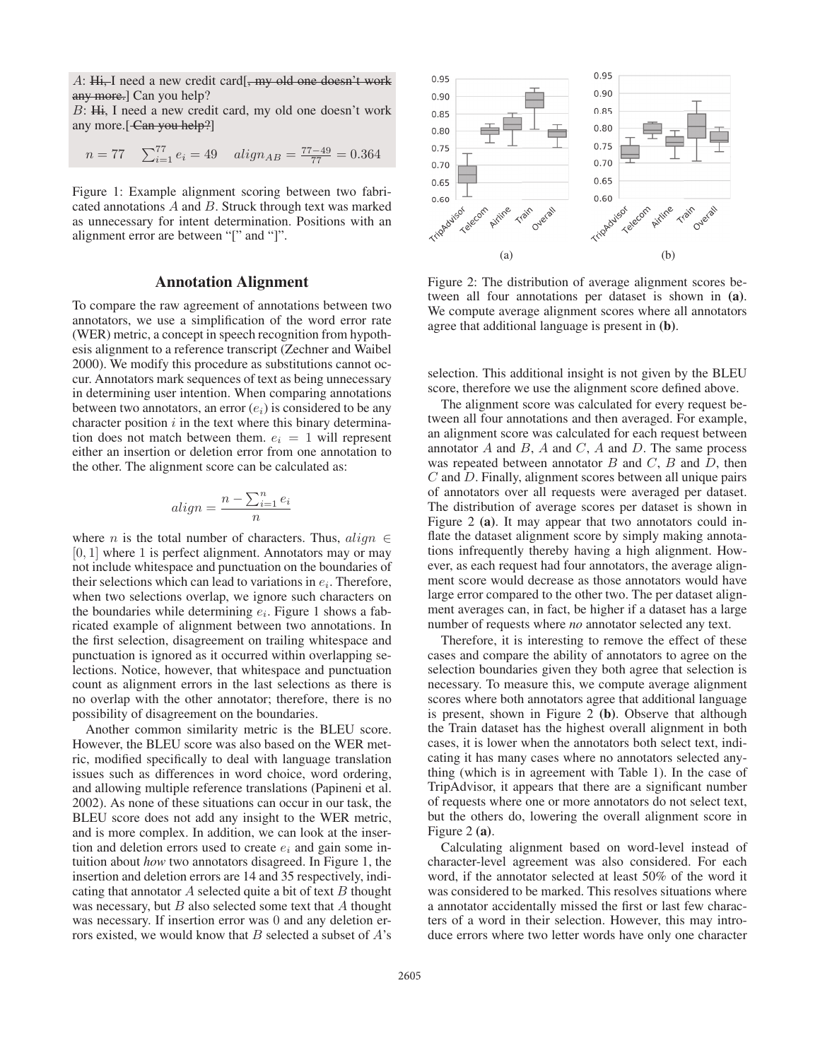A: ~~Hi,~~ I need a new credit card[~~, my old one doesn't work any more.~~] Can you help?

B: ~~Hi~~, I need a new credit card, my old one doesn't work any more.[~~ Can you help?~~]

$n = 77 \quad \sum_{i=1}^{77} e_i = 49 \quad align_{AB} = \frac{77-49}{77} = 0.364$

Figure 1: Example alignment scoring between two fabricated annotations $A$ and $B$. Struck through text was marked as unnecessary for intent determination. Positions with an alignment error are between "[" and "]".

Figure 2: The distribution of average alignment scores between all four annotations per dataset is shown in **(a)**. We compute average alignment scores where all annotators agree that additional language is present in **(b)**.

## Annotation Alignment

To compare the raw agreement of annotations between two annotators, we use a simplification of the word error rate (WER) metric, a concept in speech recognition from hypothesis alignment to a reference transcript (Zechner and Waibel 2000). We modify this procedure as substitutions cannot occur. Annotators mark sequences of text as being unnecessary in determining user intention. When comparing annotations between two annotators, an error ($e_i$) is considered to be any character position $i$ in the text where this binary determination does not match between them. $e_i = 1$ will represent either an insertion or deletion error from one annotation to the other. The alignment score can be calculated as:

$$align = \frac{n - \sum_{i=1}^{n} e_i}{n}$$

where $n$ is the total number of characters. Thus, $align \in [0, 1]$ where 1 is perfect alignment. Annotators may or may not include whitespace and punctuation on the boundaries of their selections which can lead to variations in $e_i$. Therefore, when two selections overlap, we ignore such characters on the boundaries while determining $e_i$. Figure 1 shows a fabricated example of alignment between two annotations. In the first selection, disagreement on trailing whitespace and punctuation is ignored as it occurred within overlapping selections. Notice, however, that whitespace and punctuation count as alignment errors in the last selections as there is no overlap with the other annotator; therefore, there is no possibility of disagreement on the boundaries.

Another common similarity metric is the BLEU score. However, the BLEU score was also based on the WER metric, modified specifically to deal with language translation issues such as differences in word choice, word ordering, and allowing multiple reference translations (Papineni et al. 2002). As none of these situations can occur in our task, the BLEU score does not add any insight to the WER metric, and is more complex. In addition, we can look at the insertion and deletion errors used to create $e_i$ and gain some intuition about *how* two annotators disagreed. In Figure 1, the insertion and deletion errors are 14 and 35 respectively, indicating that annotator $A$ selected quite a bit of text $B$ thought was necessary, but $B$ also selected some text that $A$ thought was necessary. If insertion error was 0 and any deletion errors existed, we would know that $B$ selected a subset of $A$'s selection. This additional insight is not given by the BLEU score, therefore we use the alignment score defined above.

The alignment score was calculated for every request between all four annotations and then averaged. For example, an alignment score was calculated for each request between annotator $A$ and $B$, $A$ and $C$, $A$ and $D$. The same process was repeated between annotator $B$ and $C$, $B$ and $D$, then $C$ and $D$. Finally, alignment scores between all unique pairs of annotators over all requests were averaged per dataset. The distribution of average scores per dataset is shown in Figure 2 **(a)**. It may appear that two annotators could inflate the dataset alignment score by simply making annotations infrequently thereby having a high alignment. However, as each request had four annotators, the average alignment score would decrease as those annotators would have large error compared to the other two. The per dataset alignment averages can, in fact, be higher if a dataset has a large number of requests where *no* annotator selected any text.

Therefore, it is interesting to remove the effect of these cases and compare the ability of annotators to agree on the selection boundaries given they both agree that selection is necessary. To measure this, we compute average alignment scores where both annotators agree that additional language is present, shown in Figure 2 **(b)**. Observe that although the Train dataset has the highest overall alignment in both cases, it is lower when the annotators both select text, indicating it has many cases where no annotators selected anything (which is in agreement with Table 1). In the case of TripAdvisor, it appears that there are a significant number of requests where one or more annotators do not select text, but the others do, lowering the overall alignment score in Figure 2 **(a)**.

Calculating alignment based on word-level instead of character-level agreement was also considered. For each word, if the annotator selected at least 50% of the word it was considered to be marked. This resolves situations where a annotator accidentally missed the first or last few characters of a word in their selection. However, this may introduce errors where two letter words have only one character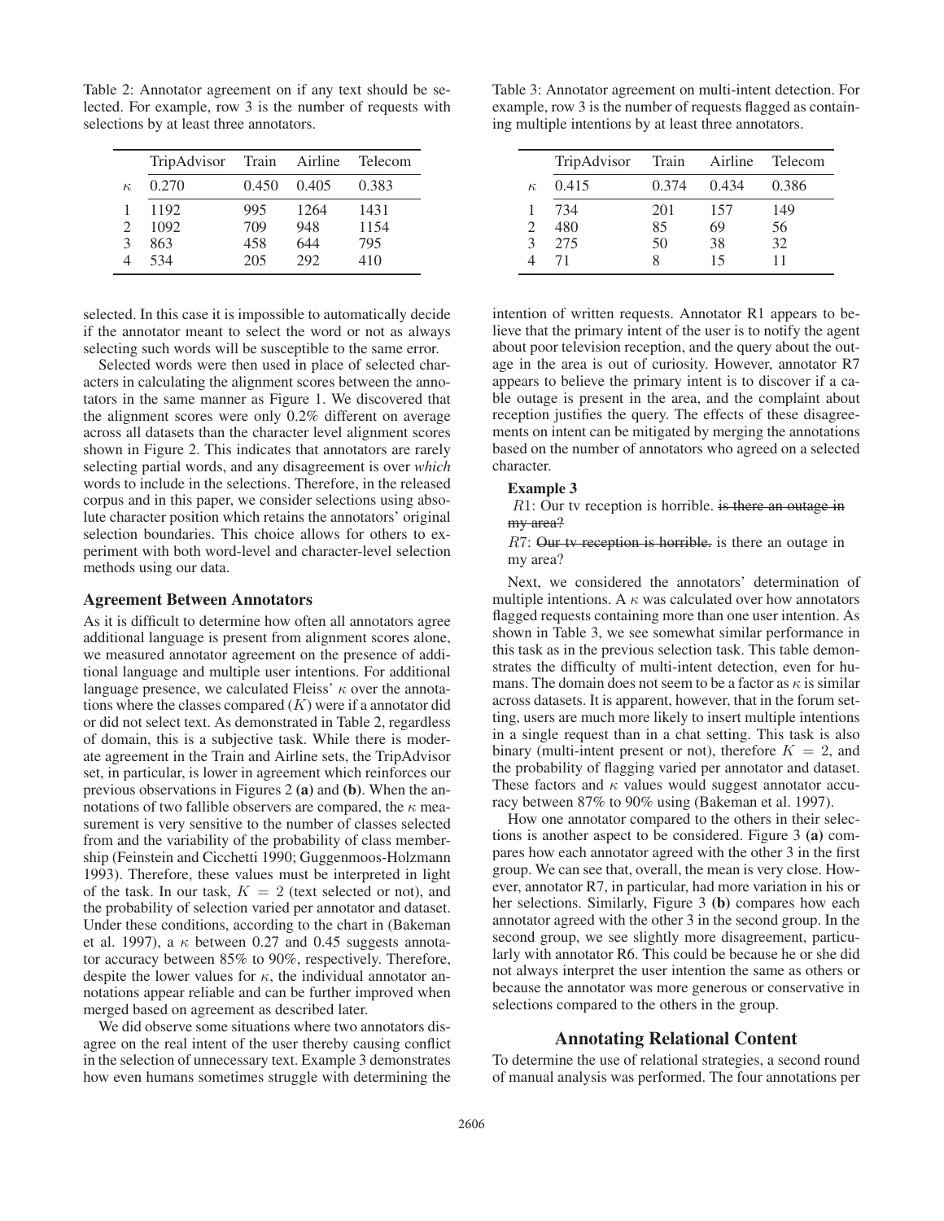Table 2: Annotator agreement on if any text should be selected. For example, row 3 is the number of requests with selections by at least three annotators.

| | TripAdvisor | Train | Airline | Telecom |
|---|---|---|---|---|
| $\kappa$ | 0.270 | 0.450 | 0.405 | 0.383 |
| 1 | 1192 | 995 | 1264 | 1431 |
| 2 | 1092 | 709 | 948 | 1154 |
| 3 | 863 | 458 | 644 | 795 |
| 4 | 534 | 205 | 292 | 410 |

Table 3: Annotator agreement on multi-intent detection. For example, row 3 is the number of requests flagged as containing multiple intentions by at least three annotators.

| | TripAdvisor | Train | Airline | Telecom |
|---|---|---|---|---|
| $\kappa$ | 0.415 | 0.374 | 0.434 | 0.386 |
| 1 | 734 | 201 | 157 | 149 |
| 2 | 480 | 85 | 69 | 56 |
| 3 | 275 | 50 | 38 | 32 |
| 4 | 71 | 8 | 15 | 11 |

selected. In this case it is impossible to automatically decide if the annotator meant to select the word or not as always selecting such words will be susceptible to the same error.

Selected words were then used in place of selected characters in calculating the alignment scores between the annotators in the same manner as Figure 1. We discovered that the alignment scores were only 0.2% different on average across all datasets than the character level alignment scores shown in Figure 2. This indicates that annotators are rarely selecting partial words, and any disagreement is over *which* words to include in the selections. Therefore, in the released corpus and in this paper, we consider selections using absolute character position which retains the annotators' original selection boundaries. This choice allows for others to experiment with both word-level and character-level selection methods using our data.

### Agreement Between Annotators

As it is difficult to determine how often all annotators agree additional language is present from alignment scores alone, we measured annotator agreement on the presence of additional language and multiple user intentions. For additional language presence, we calculated Fleiss' $\kappa$ over the annotations where the classes compared ($K$) were if a annotator did or did not select text. As demonstrated in Table 2, regardless of domain, this is a subjective task. While there is moderate agreement in the Train and Airline sets, the TripAdvisor set, in particular, is lower in agreement which reinforces our previous observations in Figures 2 **(a)** and **(b)**. When the annotations of two fallible observers are compared, the $\kappa$ measurement is very sensitive to the number of classes selected from and the variability of the probability of class membership (Feinstein and Cicchetti 1990; Guggenmoos-Holzmann 1993). Therefore, these values must be interpreted in light of the task. In our task, $K = 2$ (text selected or not), and the probability of selection varied per annotator and dataset. Under these conditions, according to the chart in (Bakeman et al. 1997), a $\kappa$ between 0.27 and 0.45 suggests annotator accuracy between 85% to 90%, respectively. Therefore, despite the lower values for $\kappa$, the individual annotator annotations appear reliable and can be further improved when merged based on agreement as described later.

We did observe some situations where two annotators disagree on the real intent of the user thereby causing conflict in the selection of unnecessary text. Example 3 demonstrates how even humans sometimes struggle with determining the intention of written requests. Annotator R1 appears to believe that the primary intent of the user is to notify the agent about poor television reception, and the query about the outage in the area is out of curiosity. However, annotator R7 appears to believe the primary intent is to discover if a cable outage is present in the area, and the complaint about reception justifies the query. The effects of these disagreements on intent can be mitigated by merging the annotations based on the number of annotators who agreed on a selected character.

**Example 3**

$R1$: Our tv reception is horrible. ~~is there an outage in my area?~~

$R7$: ~~Our tv reception is horrible.~~ is there an outage in my area?

Next, we considered the annotators' determination of multiple intentions. A $\kappa$ was calculated over how annotators flagged requests containing more than one user intention. As shown in Table 3, we see somewhat similar performance in this task as in the previous selection task. This table demonstrates the difficulty of multi-intent detection, even for humans. The domain does not seem to be a factor as $\kappa$ is similar across datasets. It is apparent, however, that in the forum setting, users are much more likely to insert multiple intentions in a single request than in a chat setting. This task is also binary (multi-intent present or not), therefore $K = 2$, and the probability of flagging varied per annotator and dataset. These factors and $\kappa$ values would suggest annotator accuracy between 87% to 90% using (Bakeman et al. 1997).

How one annotator compared to the others in their selections is another aspect to be considered. Figure 3 **(a)** compares how each annotator agreed with the other 3 in the first group. We can see that, overall, the mean is very close. However, annotator R7, in particular, had more variation in his or her selections. Similarly, Figure 3 **(b)** compares how each annotator agreed with the other 3 in the second group. In the second group, we see slightly more disagreement, particularly with annotator R6. This could be because he or she did not always interpret the user intention the same as others or because the annotator was more generous or conservative in selections compared to the others in the group.

## Annotating Relational Content

To determine the use of relational strategies, a second round of manual analysis was performed. The four annotations per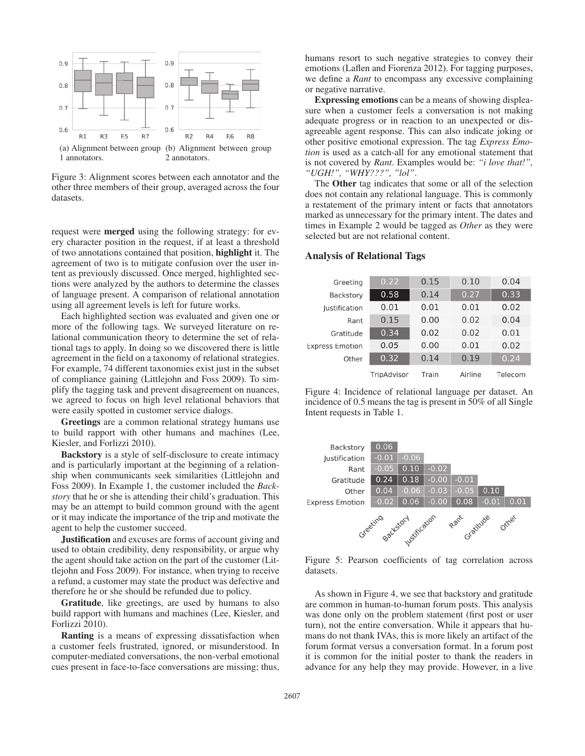(a) Alignment between group 1 annotators. (b) Alignment between group 2 annotators.

Figure 3: Alignment scores between each annotator and the other three members of their group, averaged across the four datasets.

request were **merged** using the following strategy: for every character position in the request, if at least a threshold of two annotations contained that position, **highlight** it. The agreement of two is to mitigate confusion over the user intent as previously discussed. Once merged, highlighted sections were analyzed by the authors to determine the classes of language present. A comparison of relational annotation using all agreement levels is left for future works.

Each highlighted section was evaluated and given one or more of the following tags. We surveyed literature on relational communication theory to determine the set of relational tags to apply. In doing so we discovered there is little agreement in the field on a taxonomy of relational strategies. For example, 74 different taxonomies exist just in the subset of compliance gaining (Littlejohn and Foss 2009). To simplify the tagging task and prevent disagreement on nuances, we agreed to focus on high level relational behaviors that were easily spotted in customer service dialogs.

**Greetings** are a common relational strategy humans use to build rapport with other humans and machines (Lee, Kiesler, and Forlizzi 2010).

**Backstory** is a style of self-disclosure to create intimacy and is particularly important at the beginning of a relationship when communicants seek similarities (Littlejohn and Foss 2009). In Example 1, the customer included the *Backstory* that he or she is attending their child's graduation. This may be an attempt to build common ground with the agent or it may indicate the importance of the trip and motivate the agent to help the customer succeed.

**Justification** and excuses are forms of account giving and used to obtain credibility, deny responsibility, or argue why the agent should take action on the part of the customer (Littlejohn and Foss 2009). For instance, when trying to receive a refund, a customer may state the product was defective and therefore he or she should be refunded due to policy.

**Gratitude**, like greetings, are used by humans to also build rapport with humans and machines (Lee, Kiesler, and Forlizzi 2010).

**Ranting** is a means of expressing dissatisfaction when a customer feels frustrated, ignored, or misunderstood. In computer-mediated conversations, the non-verbal emotional cues present in face-to-face conversations are missing; thus, humans resort to such negative strategies to convey their emotions (Laflen and Fiorenza 2012). For tagging purposes, we define a *Rant* to encompass any excessive complaining or negative narrative.

**Expressing emotions** can be a means of showing displeasure when a customer feels a conversation is not making adequate progress or in reaction to an unexpected or disagreeable agent response. This can also indicate joking or other positive emotional expression. The tag *Express Emotion* is used as a catch-all for any emotional statement that is not covered by *Rant*. Examples would be: *"i love that!", "UGH!", "WHY???", "lol"*.

The **Other** tag indicates that some or all of the selection does not contain any relational language. This is commonly a restatement of the primary intent or facts that annotators marked as unnecessary for the primary intent. The dates and times in Example 2 would be tagged as *Other* as they were selected but are not relational content.

## Analysis of Relational Tags

| | TripAdvisor | Train | Airline | Telecom |
|---|---|---|---|---|
| Greeting | 0.22 | 0.15 | 0.10 | 0.04 |
| Backstory | 0.58 | 0.14 | 0.27 | 0.33 |
| Justification | 0.01 | 0.01 | 0.01 | 0.02 |
| Rant | 0.15 | 0.00 | 0.02 | 0.04 |
| Gratitude | 0.34 | 0.02 | 0.02 | 0.01 |
| Express Emotion | 0.05 | 0.00 | 0.01 | 0.02 |
| Other | 0.32 | 0.14 | 0.19 | 0.24 |

Figure 4: Incidence of relational language per dataset. An incidence of 0.5 means the tag is present in 50% of all Single Intent requests in Table 1.

| | Greeting | Backstory | Justification | Rant | Gratitude | Other |
|---|---|---|---|---|---|---|
| Backstory | 0.06 | | | | | |
| Justification | -0.01 | -0.06 | | | | |
| Rant | -0.05 | 0.10 | -0.02 | | | |
| Gratitude | 0.24 | 0.18 | -0.00 | -0.01 | | |
| Other | 0.04 | -0.06 | -0.03 | -0.05 | 0.10 | |
| Express Emotion | -0.02 | 0.06 | -0.00 | 0.08 | -0.01 | 0.01 |

Figure 5: Pearson coefficients of tag correlation across datasets.

As shown in Figure 4, we see that backstory and gratitude are common in human-to-human forum posts. This analysis was done only on the problem statement (first post or user turn), not the entire conversation. While it appears that humans do not thank IVAs, this is more likely an artifact of the forum format versus a conversation format. In a forum post it is common for the initial poster to thank the readers in advance for any help they may provide. However, in a live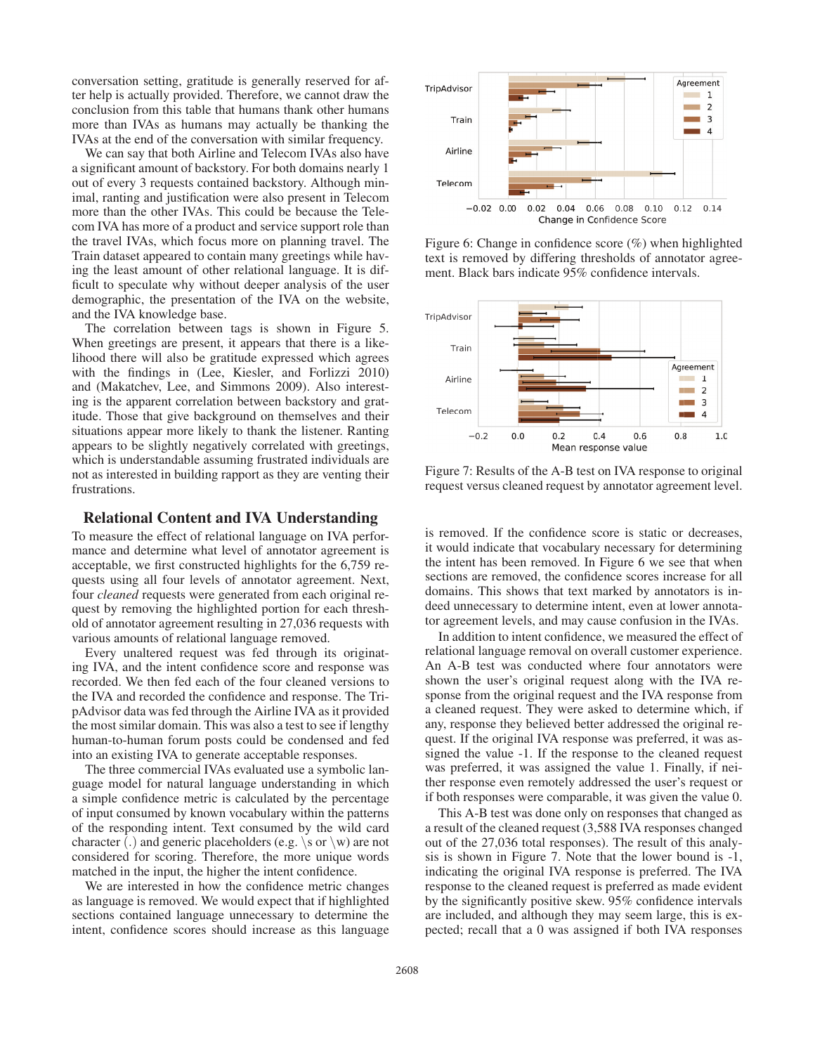conversation setting, gratitude is generally reserved for after help is actually provided. Therefore, we cannot draw the conclusion from this table that humans thank other humans more than IVAs as humans may actually be thanking the IVAs at the end of the conversation with similar frequency.

We can say that both Airline and Telecom IVAs also have a significant amount of backstory. For both domains nearly 1 out of every 3 requests contained backstory. Although minimal, ranting and justification were also present in Telecom more than the other IVAs. This could be because the Telecom IVA has more of a product and service support role than the travel IVAs, which focus more on planning travel. The Train dataset appeared to contain many greetings while having the least amount of other relational language. It is difficult to speculate why without deeper analysis of the user demographic, the presentation of the IVA on the website, and the IVA knowledge base.

The correlation between tags is shown in Figure 5. When greetings are present, it appears that there is a likelihood there will also be gratitude expressed which agrees with the findings in (Lee, Kiesler, and Forlizzi 2010) and (Makatchev, Lee, and Simmons 2009). Also interesting is the apparent correlation between backstory and gratitude. Those that give background on themselves and their situations appear more likely to thank the listener. Ranting appears to be slightly negatively correlated with greetings, which is understandable assuming frustrated individuals are not as interested in building rapport as they are venting their frustrations.

## Relational Content and IVA Understanding

To measure the effect of relational language on IVA performance and determine what level of annotator agreement is acceptable, we first constructed highlights for the 6,759 requests using all four levels of annotator agreement. Next, four *cleaned* requests were generated from each original request by removing the highlighted portion for each threshold of annotator agreement resulting in 27,036 requests with various amounts of relational language removed.

Every unaltered request was fed through its originating IVA, and the intent confidence score and response was recorded. We then fed each of the four cleaned versions to the IVA and recorded the confidence and response. The TripAdvisor data was fed through the Airline IVA as it provided the most similar domain. This was also a test to see if lengthy human-to-human forum posts could be condensed and fed into an existing IVA to generate acceptable responses.

The three commercial IVAs evaluated use a symbolic language model for natural language understanding in which a simple confidence metric is calculated by the percentage of input consumed by known vocabulary within the patterns of the responding intent. Text consumed by the wild card character (.) and generic placeholders (e.g. \s or \w) are not considered for scoring. Therefore, the more unique words matched in the input, the higher the intent confidence.

We are interested in how the confidence metric changes as language is removed. We would expect that if highlighted sections contained language unnecessary to determine the intent, confidence scores should increase as this language

Figure 6: Change in confidence score (%) when highlighted text is removed by differing thresholds of annotator agreement. Black bars indicate 95% confidence intervals.

Figure 7: Results of the A-B test on IVA response to original request versus cleaned request by annotator agreement level.

is removed. If the confidence score is static or decreases, it would indicate that vocabulary necessary for determining the intent has been removed. In Figure 6 we see that when sections are removed, the confidence scores increase for all domains. This shows that text marked by annotators is indeed unnecessary to determine intent, even at lower annotator agreement levels, and may cause confusion in the IVAs.

In addition to intent confidence, we measured the effect of relational language removal on overall customer experience. An A-B test was conducted where four annotators were shown the user's original request along with the IVA response from the original request and the IVA response from a cleaned request. They were asked to determine which, if any, response they believed better addressed the original request. If the original IVA response was preferred, it was assigned the value -1. If the response to the cleaned request was preferred, it was assigned the value 1. Finally, if neither response even remotely addressed the user's request or if both responses were comparable, it was given the value 0.

This A-B test was done only on responses that changed as a result of the cleaned request (3,588 IVA responses changed out of the 27,036 total responses). The result of this analysis is shown in Figure 7. Note that the lower bound is -1, indicating the original IVA response is preferred. The IVA response to the cleaned request is preferred as made evident by the significantly positive skew. 95% confidence intervals are included, and although they may seem large, this is expected; recall that a 0 was assigned if both IVA responses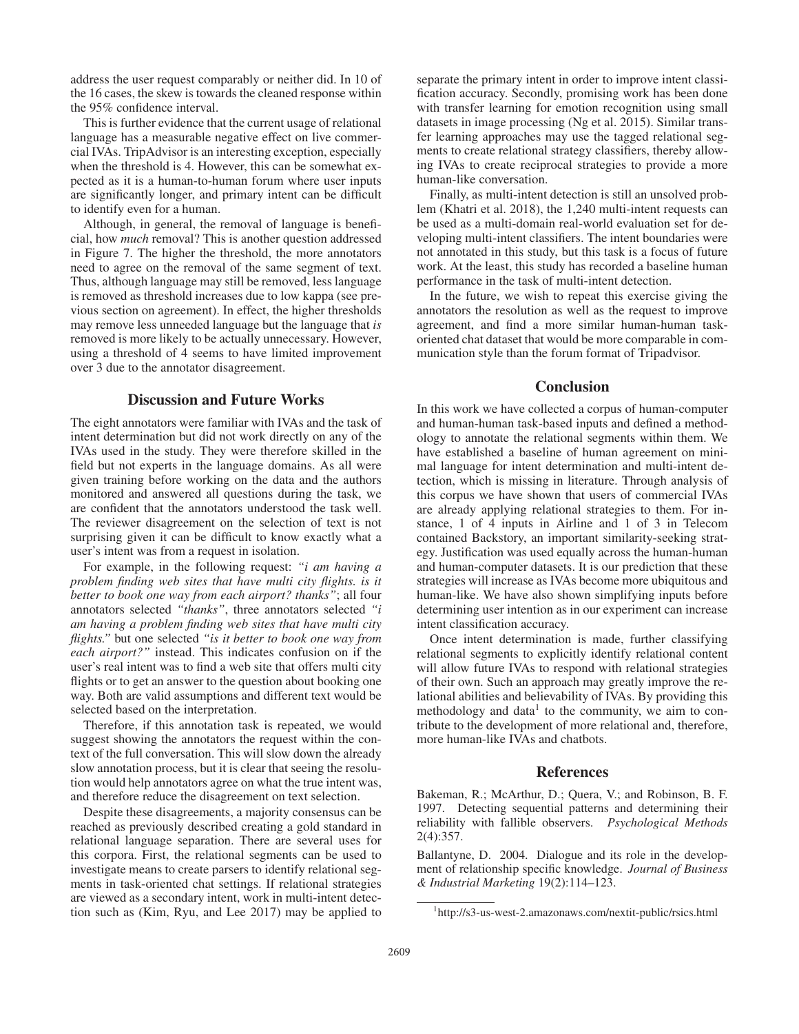address the user request comparably or neither did. In 10 of the 16 cases, the skew is towards the cleaned response within the 95% confidence interval.

This is further evidence that the current usage of relational language has a measurable negative effect on live commercial IVAs. TripAdvisor is an interesting exception, especially when the threshold is 4. However, this can be somewhat expected as it is a human-to-human forum where user inputs are significantly longer, and primary intent can be difficult to identify even for a human.

Although, in general, the removal of language is beneficial, how *much* removal? This is another question addressed in Figure 7. The higher the threshold, the more annotators need to agree on the removal of the same segment of text. Thus, although language may still be removed, less language is removed as threshold increases due to low kappa (see previous section on agreement). In effect, the higher thresholds may remove less unneeded language but the language that *is* removed is more likely to be actually unnecessary. However, using a threshold of 4 seems to have limited improvement over 3 due to the annotator disagreement.

## Discussion and Future Works

The eight annotators were familiar with IVAs and the task of intent determination but did not work directly on any of the IVAs used in the study. They were therefore skilled in the field but not experts in the language domains. As all were given training before working on the data and the authors monitored and answered all questions during the task, we are confident that the annotators understood the task well. The reviewer disagreement on the selection of text is not surprising given it can be difficult to know exactly what a user's intent was from a request in isolation.

For example, in the following request: *"i am having a problem finding web sites that have multi city flights. is it better to book one way from each airport? thanks"*; all four annotators selected *"thanks"*, three annotators selected *"i am having a problem finding web sites that have multi city flights."* but one selected *"is it better to book one way from each airport?"* instead. This indicates confusion on if the user's real intent was to find a web site that offers multi city flights or to get an answer to the question about booking one way. Both are valid assumptions and different text would be selected based on the interpretation.

Therefore, if this annotation task is repeated, we would suggest showing the annotators the request within the context of the full conversation. This will slow down the already slow annotation process, but it is clear that seeing the resolution would help annotators agree on what the true intent was, and therefore reduce the disagreement on text selection.

Despite these disagreements, a majority consensus can be reached as previously described creating a gold standard in relational language separation. There are several uses for this corpora. First, the relational segments can be used to investigate means to create parsers to identify relational segments in task-oriented chat settings. If relational strategies are viewed as a secondary intent, work in multi-intent detection such as (Kim, Ryu, and Lee 2017) may be applied to separate the primary intent in order to improve intent classification accuracy. Secondly, promising work has been done with transfer learning for emotion recognition using small datasets in image processing (Ng et al. 2015). Similar transfer learning approaches may use the tagged relational segments to create relational strategy classifiers, thereby allowing IVAs to create reciprocal strategies to provide a more human-like conversation.

Finally, as multi-intent detection is still an unsolved problem (Khatri et al. 2018), the 1,240 multi-intent requests can be used as a multi-domain real-world evaluation set for developing multi-intent classifiers. The intent boundaries were not annotated in this study, but this task is a focus of future work. At the least, this study has recorded a baseline human performance in the task of multi-intent detection.

In the future, we wish to repeat this exercise giving the annotators the resolution as well as the request to improve agreement, and find a more similar human-human task-oriented chat dataset that would be more comparable in communication style than the forum format of Tripadvisor.

## Conclusion

In this work we have collected a corpus of human-computer and human-human task-based inputs and defined a methodology to annotate the relational segments within them. We have established a baseline of human agreement on minimal language for intent determination and multi-intent detection, which is missing in literature. Through analysis of this corpus we have shown that users of commercial IVAs are already applying relational strategies to them. For instance, 1 of 4 inputs in Airline and 1 of 3 in Telecom contained Backstory, an important similarity-seeking strategy. Justification was used equally across the human-human and human-computer datasets. It is our prediction that these strategies will increase as IVAs become more ubiquitous and human-like. We have also shown simplifying inputs before determining user intention as in our experiment can increase intent classification accuracy.

Once intent determination is made, further classifying relational segments to explicitly identify relational content will allow future IVAs to respond with relational strategies of their own. Such an approach may greatly improve the relational abilities and believability of IVAs. By providing this methodology and data[1] to the community, we aim to contribute to the development of more relational and, therefore, more human-like IVAs and chatbots.

## References

Bakeman, R.; McArthur, D.; Quera, V.; and Robinson, B. F. 1997. Detecting sequential patterns and determining their reliability with fallible observers. *Psychological Methods* 2(4):357.

Ballantyne, D. 2004. Dialogue and its role in the development of relationship specific knowledge. *Journal of Business & Industrial Marketing* 19(2):114–123.

[1] http://s3-us-west-2.amazonaws.com/nextit-public/rsics.html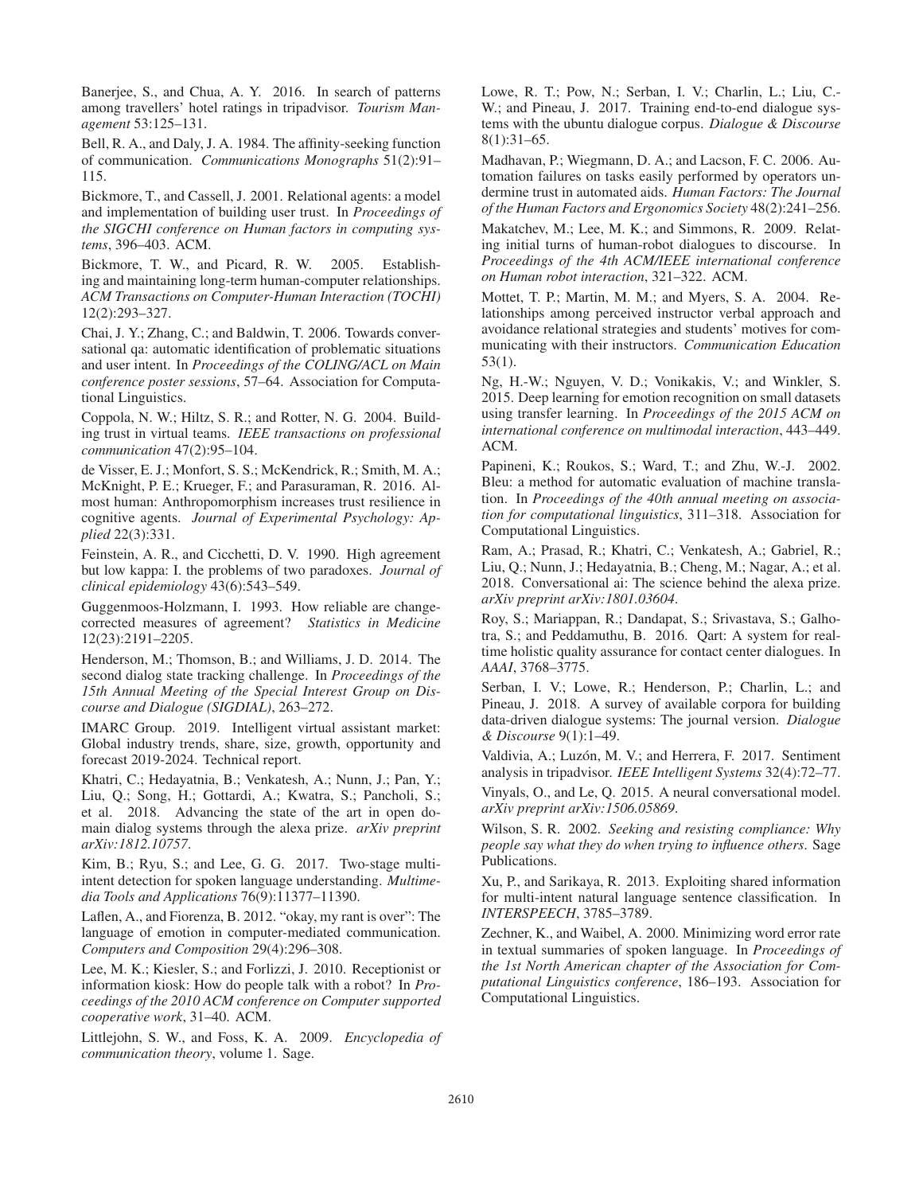Banerjee, S., and Chua, A. Y. 2016. In search of patterns among travellers' hotel ratings in tripadvisor. *Tourism Management* 53:125–131.

Bell, R. A., and Daly, J. A. 1984. The affinity-seeking function of communication. *Communications Monographs* 51(2):91–115.

Bickmore, T., and Cassell, J. 2001. Relational agents: a model and implementation of building user trust. In *Proceedings of the SIGCHI conference on Human factors in computing systems*, 396–403. ACM.

Bickmore, T. W., and Picard, R. W. 2005. Establishing and maintaining long-term human-computer relationships. *ACM Transactions on Computer-Human Interaction (TOCHI)* 12(2):293–327.

Chai, J. Y.; Zhang, C.; and Baldwin, T. 2006. Towards conversational qa: automatic identification of problematic situations and user intent. In *Proceedings of the COLING/ACL on Main conference poster sessions*, 57–64. Association for Computational Linguistics.

Coppola, N. W.; Hiltz, S. R.; and Rotter, N. G. 2004. Building trust in virtual teams. *IEEE transactions on professional communication* 47(2):95–104.

de Visser, E. J.; Monfort, S. S.; McKendrick, R.; Smith, M. A.; McKnight, P. E.; Krueger, F.; and Parasuraman, R. 2016. Almost human: Anthropomorphism increases trust resilience in cognitive agents. *Journal of Experimental Psychology: Applied* 22(3):331.

Feinstein, A. R., and Cicchetti, D. V. 1990. High agreement but low kappa: I. the problems of two paradoxes. *Journal of clinical epidemiology* 43(6):543–549.

Guggenmoos-Holzmann, I. 1993. How reliable are change-corrected measures of agreement? *Statistics in Medicine* 12(23):2191–2205.

Henderson, M.; Thomson, B.; and Williams, J. D. 2014. The second dialog state tracking challenge. In *Proceedings of the 15th Annual Meeting of the Special Interest Group on Discourse and Dialogue (SIGDIAL)*, 263–272.

IMARC Group. 2019. Intelligent virtual assistant market: Global industry trends, share, size, growth, opportunity and forecast 2019-2024. Technical report.

Khatri, C.; Hedayatnia, B.; Venkatesh, A.; Nunn, J.; Pan, Y.; Liu, Q.; Song, H.; Gottardi, A.; Kwatra, S.; Pancholi, S.; et al. 2018. Advancing the state of the art in open domain dialog systems through the alexa prize. *arXiv preprint arXiv:1812.10757*.

Kim, B.; Ryu, S.; and Lee, G. G. 2017. Two-stage multi-intent detection for spoken language understanding. *Multimedia Tools and Applications* 76(9):11377–11390.

Laflen, A., and Fiorenza, B. 2012. "okay, my rant is over": The language of emotion in computer-mediated communication. *Computers and Composition* 29(4):296–308.

Lee, M. K.; Kiesler, S.; and Forlizzi, J. 2010. Receptionist or information kiosk: How do people talk with a robot? In *Proceedings of the 2010 ACM conference on Computer supported cooperative work*, 31–40. ACM.

Littlejohn, S. W., and Foss, K. A. 2009. *Encyclopedia of communication theory*, volume 1. Sage.

Lowe, R. T.; Pow, N.; Serban, I. V.; Charlin, L.; Liu, C.-W.; and Pineau, J. 2017. Training end-to-end dialogue systems with the ubuntu dialogue corpus. *Dialogue & Discourse* 8(1):31–65.

Madhavan, P.; Wiegmann, D. A.; and Lacson, F. C. 2006. Automation failures on tasks easily performed by operators undermine trust in automated aids. *Human Factors: The Journal of the Human Factors and Ergonomics Society* 48(2):241–256.

Makatchev, M.; Lee, M. K.; and Simmons, R. 2009. Relating initial turns of human-robot dialogues to discourse. In *Proceedings of the 4th ACM/IEEE international conference on Human robot interaction*, 321–322. ACM.

Mottet, T. P.; Martin, M. M.; and Myers, S. A. 2004. Relationships among perceived instructor verbal approach and avoidance relational strategies and students' motives for communicating with their instructors. *Communication Education* 53(1).

Ng, H.-W.; Nguyen, V. D.; Vonikakis, V.; and Winkler, S. 2015. Deep learning for emotion recognition on small datasets using transfer learning. In *Proceedings of the 2015 ACM on international conference on multimodal interaction*, 443–449. ACM.

Papineni, K.; Roukos, S.; Ward, T.; and Zhu, W.-J. 2002. Bleu: a method for automatic evaluation of machine translation. In *Proceedings of the 40th annual meeting on association for computational linguistics*, 311–318. Association for Computational Linguistics.

Ram, A.; Prasad, R.; Khatri, C.; Venkatesh, A.; Gabriel, R.; Liu, Q.; Nunn, J.; Hedayatnia, B.; Cheng, M.; Nagar, A.; et al. 2018. Conversational ai: The science behind the alexa prize. *arXiv preprint arXiv:1801.03604*.

Roy, S.; Mariappan, R.; Dandapat, S.; Srivastava, S.; Galhotra, S.; and Peddamuthu, B. 2016. Qart: A system for real-time holistic quality assurance for contact center dialogues. In *AAAI*, 3768–3775.

Serban, I. V.; Lowe, R.; Henderson, P.; Charlin, L.; and Pineau, J. 2018. A survey of available corpora for building data-driven dialogue systems: The journal version. *Dialogue & Discourse* 9(1):1–49.

Valdivia, A.; Luzón, M. V.; and Herrera, F. 2017. Sentiment analysis in tripadvisor. *IEEE Intelligent Systems* 32(4):72–77.

Vinyals, O., and Le, Q. 2015. A neural conversational model. *arXiv preprint arXiv:1506.05869*.

Wilson, S. R. 2002. *Seeking and resisting compliance: Why people say what they do when trying to influence others*. Sage Publications.

Xu, P., and Sarikaya, R. 2013. Exploiting shared information for multi-intent natural language sentence classification. In *INTERSPEECH*, 3785–3789.

Zechner, K., and Waibel, A. 2000. Minimizing word error rate in textual summaries of spoken language. In *Proceedings of the 1st North American chapter of the Association for Computational Linguistics conference*, 186–193. Association for Computational Linguistics.